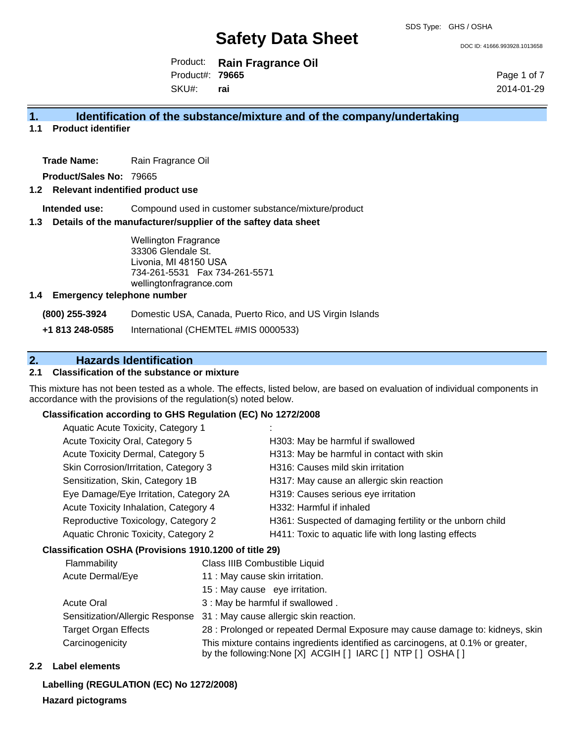# Safety Data Sheet

SDS Type: GHS / OSHA

DOC ID: 41666.993928.1013658

Product: **Rain Fragrance Oil**
Product#: **79665**
SKU#: **rai**

2014-01-29

## 1. Identification of the substance/mixture and of the company/undertaking

### 1.1 Product identifier

**Trade Name:** Rain Fragrance Oil

**Product/Sales No:** 79665

### 1.2 Relevant indentified product use

**Intended use:** Compound used in customer substance/mixture/product

### 1.3 Details of the manufacturer/supplier of the saftey data sheet

Wellington Fragrance
33306 Glendale St.
Livonia, MI 48150 USA
734-261-5531 Fax 734-261-5571
wellingtonfragrance.com

### 1.4 Emergency telephone number

**(800) 255-3924** Domestic USA, Canada, Puerto Rico, and US Virgin Islands

**+1 813 248-0585** International (CHEMTEL #MIS 0000533)

## 2. Hazards Identification

### 2.1 Classification of the substance or mixture

This mixture has not been tested as a whole. The effects, listed below, are based on evaluation of individual components in accordance with the provisions of the regulation(s) noted below.

**Classification according to GHS Regulation (EC) No 1272/2008**

| | |
|---|---|
| Aquatic Acute Toxicity, Category 1 | : |
| Acute Toxicity Oral, Category 5 | H303: May be harmful if swallowed |
| Acute Toxicity Dermal, Category 5 | H313: May be harmful in contact with skin |
| Skin Corrosion/Irritation, Category 3 | H316: Causes mild skin irritation |
| Sensitization, Skin, Category 1B | H317: May cause an allergic skin reaction |
| Eye Damage/Eye Irritation, Category 2A | H319: Causes serious eye irritation |
| Acute Toxicity Inhalation, Category 4 | H332: Harmful if inhaled |
| Reproductive Toxicology, Category 2 | H361: Suspected of damaging fertility or the unborn child |
| Aquatic Chronic Toxicity, Category 2 | H411: Toxic to aquatic life with long lasting effects |

**Classification OSHA (Provisions 1910.1200 of title 29)**

| | |
|---|---|
| Flammability | Class IIIB Combustible Liquid |
| Acute Dermal/Eye | 11 : May cause skin irritation. |
| | 15 : May cause eye irritation. |
| Acute Oral | 3 : May be harmful if swallowed . |
| Sensitization/Allergic Response | 31 : May cause allergic skin reaction. |
| Target Organ Effects | 28 : Prolonged or repeated Dermal Exposure may cause damage to: kidneys, skin |
| Carcinogenicity | This mixture contains ingredients identified as carcinogens, at 0.1% or greater, by the following:None [X] ACGIH [ ] IARC [ ] NTP [ ] OSHA [ ] |

### 2.2 Label elements

**Labelling (REGULATION (EC) No 1272/2008)**

**Hazard pictograms**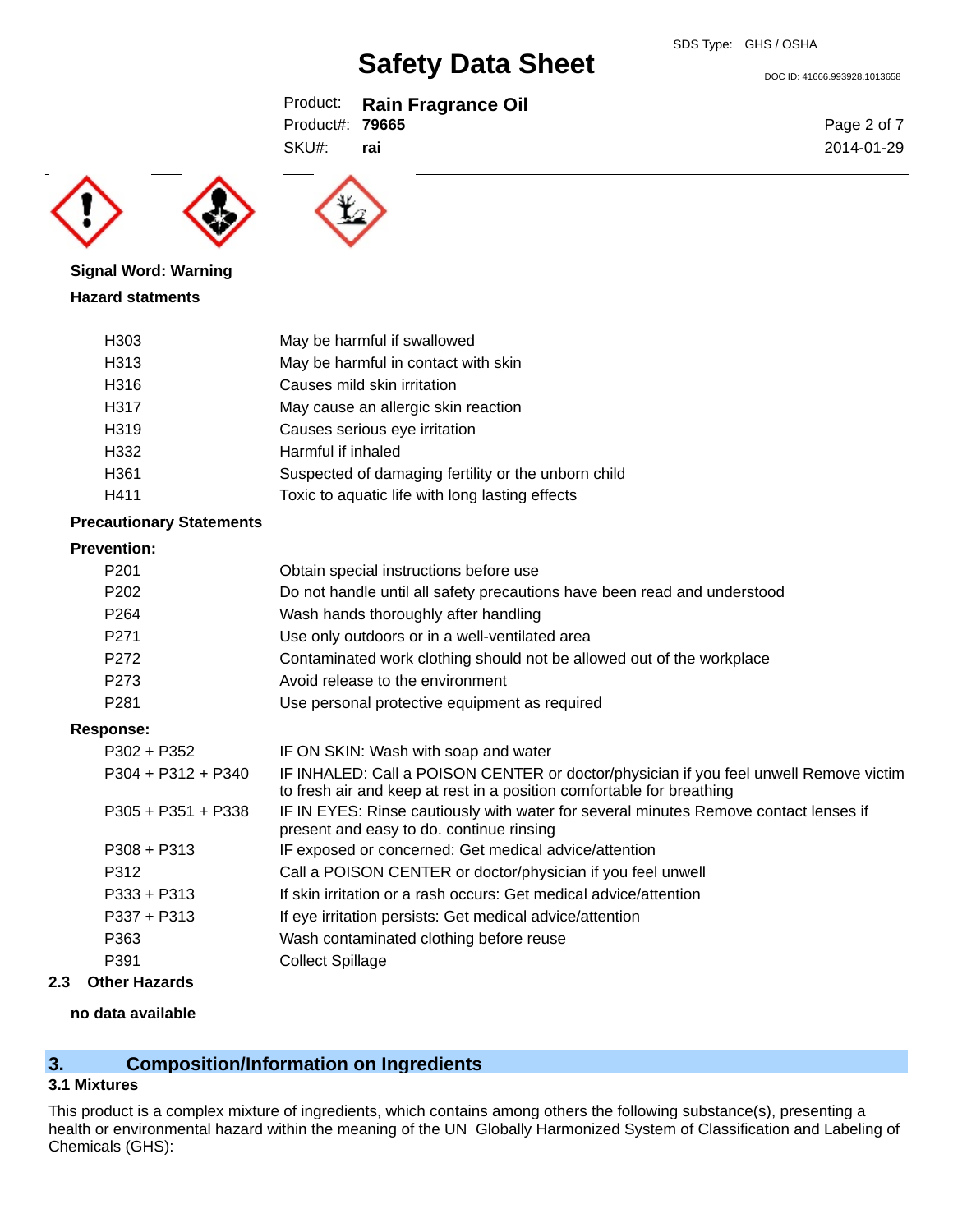**Signal Word: Warning**

**Hazard statments**

| | |
|---|---|
| H303 | May be harmful if swallowed |
| H313 | May be harmful in contact with skin |
| H316 | Causes mild skin irritation |
| H317 | May cause an allergic skin reaction |
| H319 | Causes serious eye irritation |
| H332 | Harmful if inhaled |
| H361 | Suspected of damaging fertility or the unborn child |
| H411 | Toxic to aquatic life with long lasting effects |

**Precautionary Statements**

**Prevention:**

| | |
|---|---|
| P201 | Obtain special instructions before use |
| P202 | Do not handle until all safety precautions have been read and understood |
| P264 | Wash hands thoroughly after handling |
| P271 | Use only outdoors or in a well-ventilated area |
| P272 | Contaminated work clothing should not be allowed out of the workplace |
| P273 | Avoid release to the environment |
| P281 | Use personal protective equipment as required |

**Response:**

| | |
|---|---|
| P302 + P352 | IF ON SKIN: Wash with soap and water |
| P304 + P312 + P340 | IF INHALED: Call a POISON CENTER or doctor/physician if you feel unwell Remove victim to fresh air and keep at rest in a position comfortable for breathing |
| P305 + P351 + P338 | IF IN EYES: Rinse cautiously with water for several minutes Remove contact lenses if present and easy to do. continue rinsing |
| P308 + P313 | IF exposed or concerned: Get medical advice/attention |
| P312 | Call a POISON CENTER or doctor/physician if you feel unwell |
| P333 + P313 | If skin irritation or a rash occurs: Get medical advice/attention |
| P337 + P313 | If eye irritation persists: Get medical advice/attention |
| P363 | Wash contaminated clothing before reuse |
| P391 | Collect Spillage |

### 2.3 Other Hazards

**no data available**

## 3. Composition/Information on Ingredients

### 3.1 Mixtures

This product is a complex mixture of ingredients, which contains among others the following substance(s), presenting a health or environmental hazard within the meaning of the UN Globally Harmonized System of Classification and Labeling of Chemicals (GHS):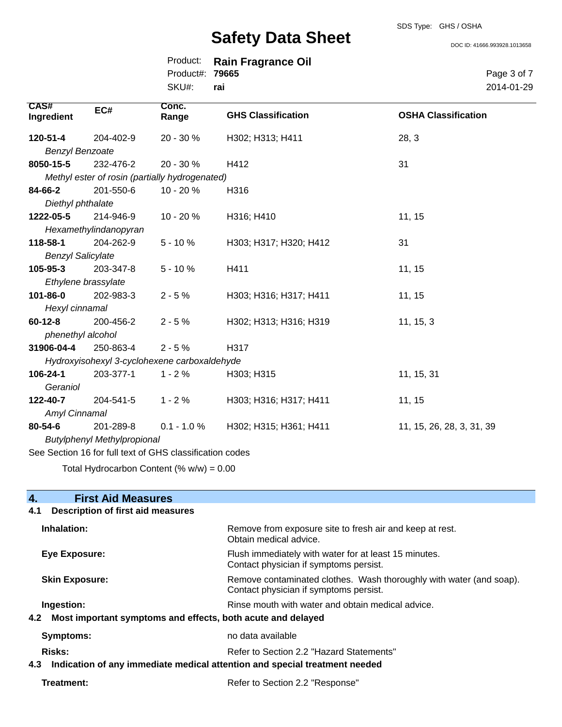| CAS# Ingredient | EC# | Conc. Range | GHS Classification | OSHA Classification |
|---|---|---|---|---|
| **120-51-4** *Benzyl Benzoate* | 204-402-9 | 20 - 30 % | H302; H313; H411 | 28, 3 |
| **8050-15-5** *Methyl ester of rosin (partially hydrogenated)* | 232-476-2 | 20 - 30 % | H412 | 31 |
| **84-66-2** *Diethyl phthalate* | 201-550-6 | 10 - 20 % | H316 | |
| **1222-05-5** *Hexamethylindanopyran* | 214-946-9 | 10 - 20 % | H316; H410 | 11, 15 |
| **118-58-1** *Benzyl Salicylate* | 204-262-9 | 5 - 10 % | H303; H317; H320; H412 | 31 |
| **105-95-3** *Ethylene brassylate* | 203-347-8 | 5 - 10 % | H411 | 11, 15 |
| **101-86-0** *Hexyl cinnamal* | 202-983-3 | 2 - 5 % | H303; H316; H317; H411 | 11, 15 |
| **60-12-8** *phenethyl alcohol* | 200-456-2 | 2 - 5 % | H302; H313; H316; H319 | 11, 15, 3 |
| **31906-04-4** *Hydroxyisohexyl 3-cyclohexene carboxaldehyde* | 250-863-4 | 2 - 5 % | H317 | |
| **106-24-1** *Geraniol* | 203-377-1 | 1 - 2 % | H303; H315 | 11, 15, 31 |
| **122-40-7** *Amyl Cinnamal* | 204-541-5 | 1 - 2 % | H303; H316; H317; H411 | 11, 15 |
| **80-54-6** *Butylphenyl Methylpropional* | 201-289-8 | 0.1 - 1.0 % | H302; H315; H361; H411 | 11, 15, 26, 28, 3, 31, 39 |

See Section 16 for full text of GHS classification codes

Total Hydrocarbon Content (% w/w) = 0.00

## 4. First Aid Measures

### 4.1 Description of first aid measures

**Inhalation:** Remove from exposure site to fresh air and keep at rest. Obtain medical advice.

**Eye Exposure:** Flush immediately with water for at least 15 minutes. Contact physician if symptoms persist.

**Skin Exposure:** Remove contaminated clothes. Wash thoroughly with water (and soap). Contact physician if symptoms persist.

**Ingestion:** Rinse mouth with water and obtain medical advice.

### 4.2 Most important symptoms and effects, both acute and delayed

**Symptoms:** no data available

**Risks:** Refer to Section 2.2 "Hazard Statements"

### 4.3 Indication of any immediate medical attention and special treatment needed

**Treatment:** Refer to Section 2.2 "Response"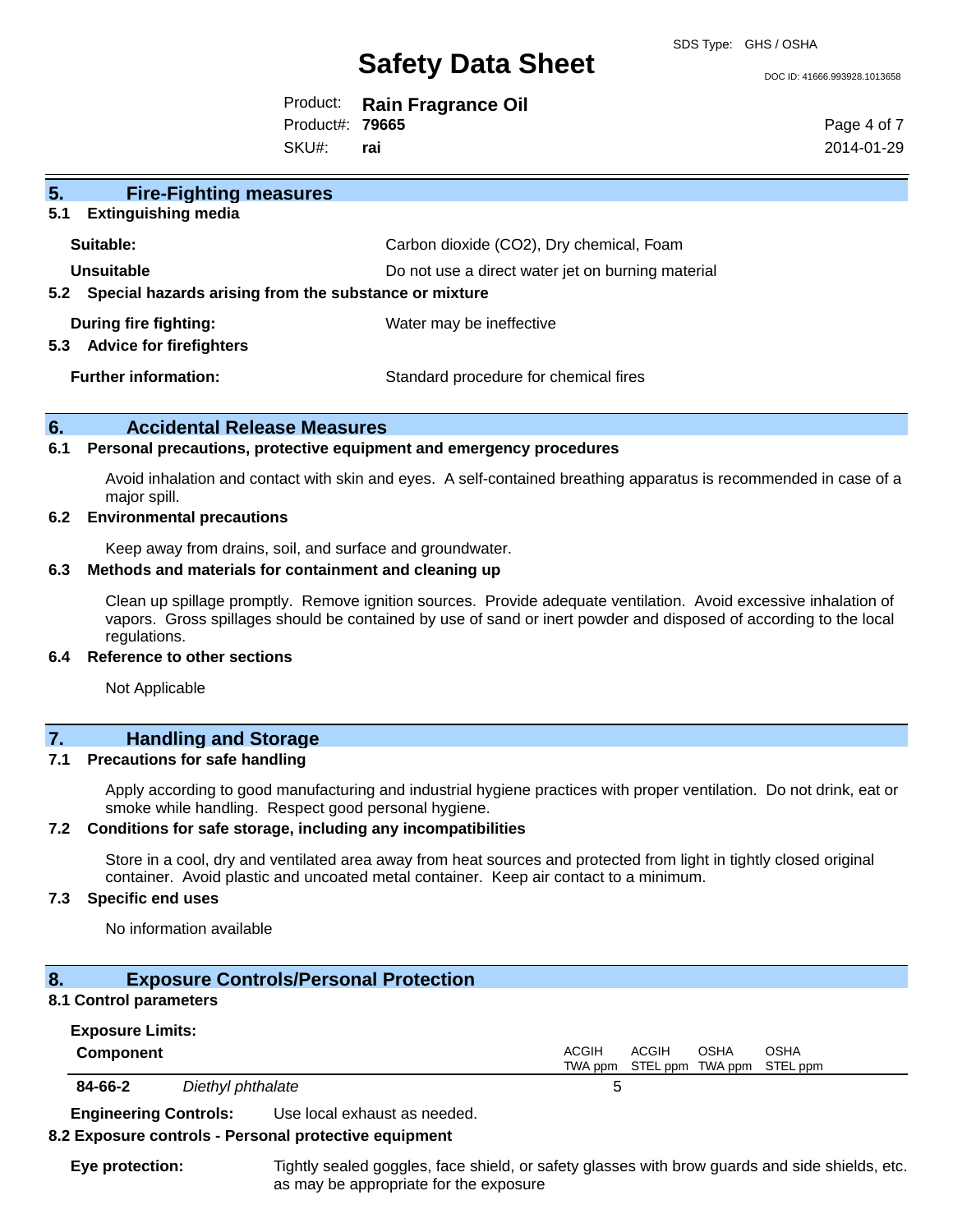## 5. Fire-Fighting measures

### 5.1 Extinguishing media

**Suitable:** Carbon dioxide ($CO_2$), Dry chemical, Foam

**Unsuitable** Do not use a direct water jet on burning material

### 5.2 Special hazards arising from the substance or mixture

**During fire fighting:** Water may be ineffective

### 5.3 Advice for firefighters

**Further information:** Standard procedure for chemical fires

## 6. Accidental Release Measures

### 6.1 Personal precautions, protective equipment and emergency procedures

Avoid inhalation and contact with skin and eyes. A self-contained breathing apparatus is recommended in case of a major spill.

### 6.2 Environmental precautions

Keep away from drains, soil, and surface and groundwater.

### 6.3 Methods and materials for containment and cleaning up

Clean up spillage promptly. Remove ignition sources. Provide adequate ventilation. Avoid excessive inhalation of vapors. Gross spillages should be contained by use of sand or inert powder and disposed of according to the local regulations.

### 6.4 Reference to other sections

Not Applicable

## 7. Handling and Storage

### 7.1 Precautions for safe handling

Apply according to good manufacturing and industrial hygiene practices with proper ventilation. Do not drink, eat or smoke while handling. Respect good personal hygiene.

### 7.2 Conditions for safe storage, including any incompatibilities

Store in a cool, dry and ventilated area away from heat sources and protected from light in tightly closed original container. Avoid plastic and uncoated metal container. Keep air contact to a minimum.

### 7.3 Specific end uses

No information available

## 8. Exposure Controls/Personal Protection

### 8.1 Control parameters

**Exposure Limits:**

| Component | | ACGIH TWA ppm | ACGIH STEL ppm | OSHA TWA ppm | OSHA STEL ppm |
|---|---|---|---|---|---|
| 84-66-2 | *Diethyl phthalate* | 5 | | | |

**Engineering Controls:** Use local exhaust as needed.

### 8.2 Exposure controls - Personal protective equipment

**Eye protection:** Tightly sealed goggles, face shield, or safety glasses with brow guards and side shields, etc. as may be appropriate for the exposure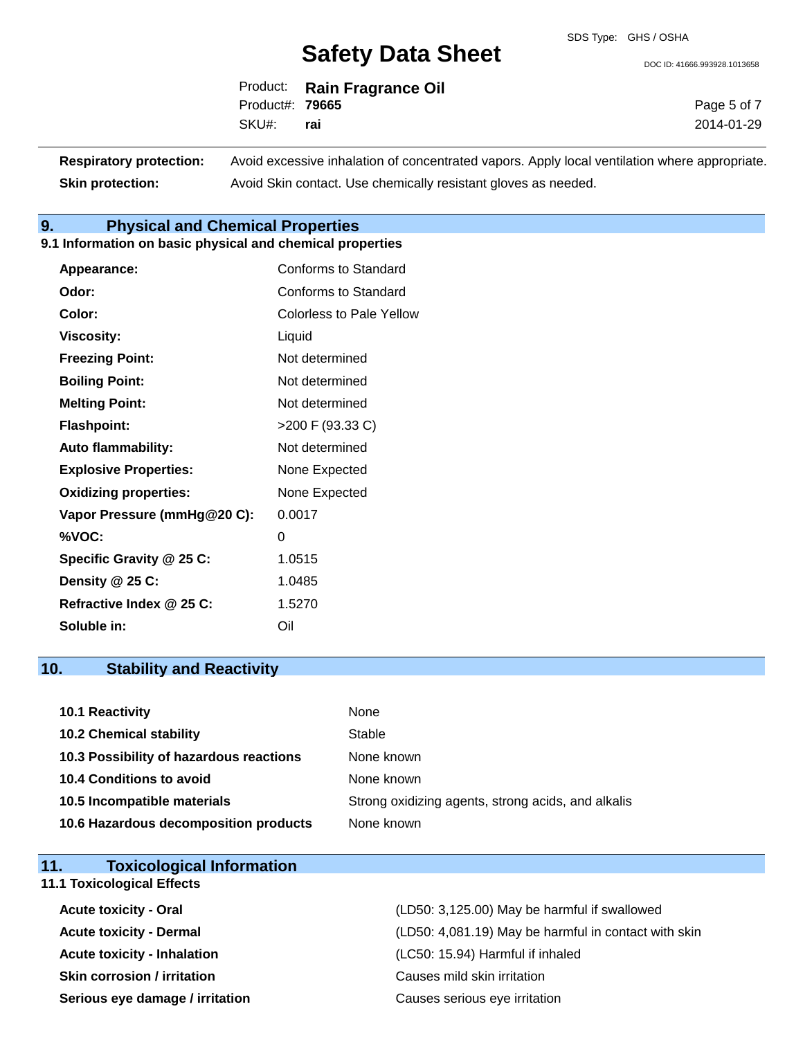| | |
|---|---|
| **Respiratory protection:** | Avoid excessive inhalation of concentrated vapors. Apply local ventilation where appropriate. |
| **Skin protection:** | Avoid Skin contact. Use chemically resistant gloves as needed. |

## 9. Physical and Chemical Properties

### 9.1 Information on basic physical and chemical properties

| | |
|---|---|
| **Appearance:** | Conforms to Standard |
| **Odor:** | Conforms to Standard |
| **Color:** | Colorless to Pale Yellow |
| **Viscosity:** | Liquid |
| **Freezing Point:** | Not determined |
| **Boiling Point:** | Not determined |
| **Melting Point:** | Not determined |
| **Flashpoint:** | >200 F (93.33 C) |
| **Auto flammability:** | Not determined |
| **Explosive Properties:** | None Expected |
| **Oxidizing properties:** | None Expected |
| **Vapor Pressure (mmHg@20 C):** | 0.0017 |
| **%VOC:** | 0 |
| **Specific Gravity @ 25 C:** | 1.0515 |
| **Density @ 25 C:** | 1.0485 |
| **Refractive Index @ 25 C:** | 1.5270 |
| **Soluble in:** | Oil |

## 10. Stability and Reactivity

| | |
|---|---|
| **10.1 Reactivity** | None |
| **10.2 Chemical stability** | Stable |
| **10.3 Possibility of hazardous reactions** | None known |
| **10.4 Conditions to avoid** | None known |
| **10.5 Incompatible materials** | Strong oxidizing agents, strong acids, and alkalis |
| **10.6 Hazardous decomposition products** | None known |

## 11. Toxicological Information

### 11.1 Toxicological Effects

| | |
|---|---|
| **Acute toxicity - Oral** | (LD50: 3,125.00) May be harmful if swallowed |
| **Acute toxicity - Dermal** | (LD50: 4,081.19) May be harmful in contact with skin |
| **Acute toxicity - Inhalation** | (LC50: 15.94) Harmful if inhaled |
| **Skin corrosion / irritation** | Causes mild skin irritation |
| **Serious eye damage / irritation** | Causes serious eye irritation |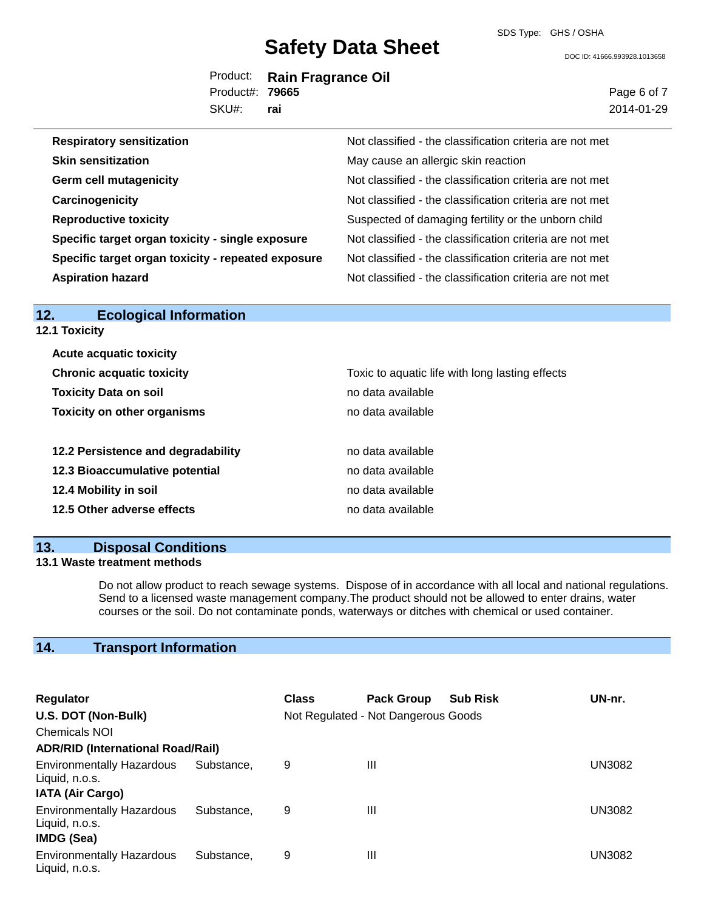| | |
|---|---|
| **Respiratory sensitization** | Not classified - the classification criteria are not met |
| **Skin sensitization** | May cause an allergic skin reaction |
| **Germ cell mutagenicity** | Not classified - the classification criteria are not met |
| **Carcinogenicity** | Not classified - the classification criteria are not met |
| **Reproductive toxicity** | Suspected of damaging fertility or the unborn child |
| **Specific target organ toxicity - single exposure** | Not classified - the classification criteria are not met |
| **Specific target organ toxicity - repeated exposure** | Not classified - the classification criteria are not met |
| **Aspiration hazard** | Not classified - the classification criteria are not met |

## 12. Ecological Information

### 12.1 Toxicity

| | |
|---|---|
| **Acute acquatic toxicity** | |
| **Chronic acquatic toxicity** | Toxic to aquatic life with long lasting effects |
| **Toxicity Data on soil** | no data available |
| **Toxicity on other organisms** | no data available |

| | |
|---|---|
| **12.2 Persistence and degradability** | no data available |
| **12.3 Bioaccumulative potential** | no data available |
| **12.4 Mobility in soil** | no data available |
| **12.5 Other adverse effects** | no data available |

## 13. Disposal Conditions

### 13.1 Waste treatment methods

Do not allow product to reach sewage systems. Dispose of in accordance with all local and national regulations. Send to a licensed waste management company.The product should not be allowed to enter drains, water courses or the soil. Do not contaminate ponds, waterways or ditches with chemical or used container.

## 14. Transport Information

| Regulator | Class | Pack Group | Sub Risk | UN-nr. |
|---|---|---|---|---|
| **U.S. DOT (Non-Bulk)** | Not Regulated - Not Dangerous Goods | | | |
| Chemicals NOI | | | | |
| **ADR/RID (International Road/Rail)** | | | | |
| Environmentally Hazardous Substance, Liquid, n.o.s. | 9 | III | | UN3082 |
| **IATA (Air Cargo)** | | | | |
| Environmentally Hazardous Substance, Liquid, n.o.s. | 9 | III | | UN3082 |
| **IMDG (Sea)** | | | | |
| Environmentally Hazardous Substance, Liquid, n.o.s. | 9 | III | | UN3082 |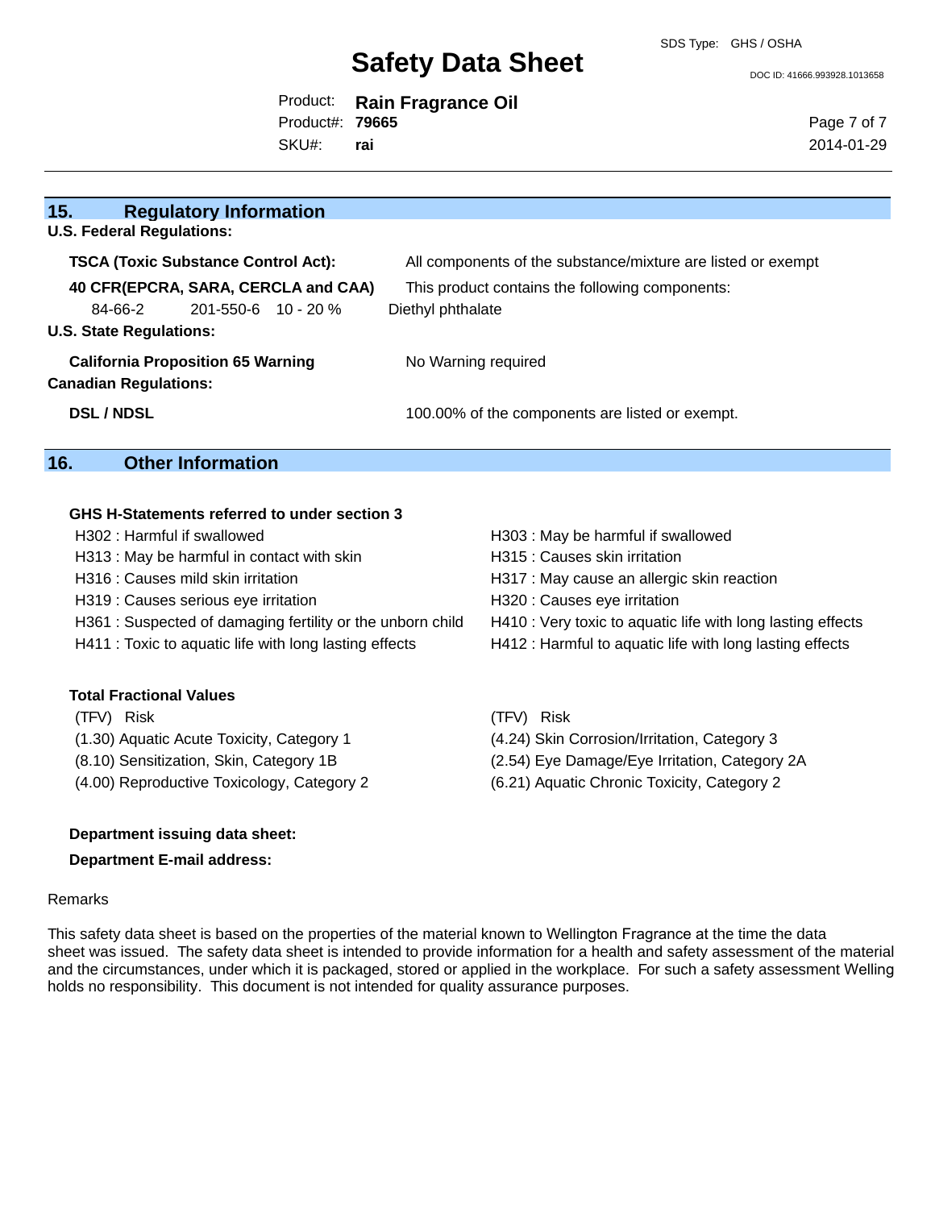## 15. Regulatory Information

**U.S. Federal Regulations:**

| | |
|---|---|
| **TSCA (Toxic Substance Control Act):** | All components of the substance/mixture are listed or exempt |
| **40 CFR(EPCRA, SARA, CERCLA and CAA)** | This product contains the following components: |

| | | | |
|---|---|---|---|
| 84-66-2 | 201-550-6 | 10 - 20 % | Diethyl phthalate |

**U.S. State Regulations:**

| | |
|---|---|
| **California Proposition 65 Warning** | No Warning required |

**Canadian Regulations:**

| | |
|---|---|
| **DSL / NDSL** | 100.00% of the components are listed or exempt. |

## 16. Other Information

**GHS H-Statements referred to under section 3**

H302 : Harmful if swallowed
H303 : May be harmful if swallowed
H313 : May be harmful in contact with skin
H315 : Causes skin irritation
H316 : Causes mild skin irritation
H317 : May cause an allergic skin reaction
H319 : Causes serious eye irritation
H320 : Causes eye irritation
H361 : Suspected of damaging fertility or the unborn child
H410 : Very toxic to aquatic life with long lasting effects
H411 : Toxic to aquatic life with long lasting effects
H412 : Harmful to aquatic life with long lasting effects

**Total Fractional Values**

| (TFV) | Risk | (TFV) | Risk |
|---|---|---|---|
| (1.30) | Aquatic Acute Toxicity, Category 1 | (4.24) | Skin Corrosion/Irritation, Category 3 |
| (8.10) | Sensitization, Skin, Category 1B | (2.54) | Eye Damage/Eye Irritation, Category 2A |
| (4.00) | Reproductive Toxicology, Category 2 | (6.21) | Aquatic Chronic Toxicity, Category 2 |

**Department issuing data sheet:**

**Department E-mail address:**

Remarks

This safety data sheet is based on the properties of the material known to Wellington Fragrance at the time the data sheet was issued. The safety data sheet is intended to provide information for a health and safety assessment of the material and the circumstances, under which it is packaged, stored or applied in the workplace. For such a safety assessment Welling holds no responsibility. This document is not intended for quality assurance purposes.